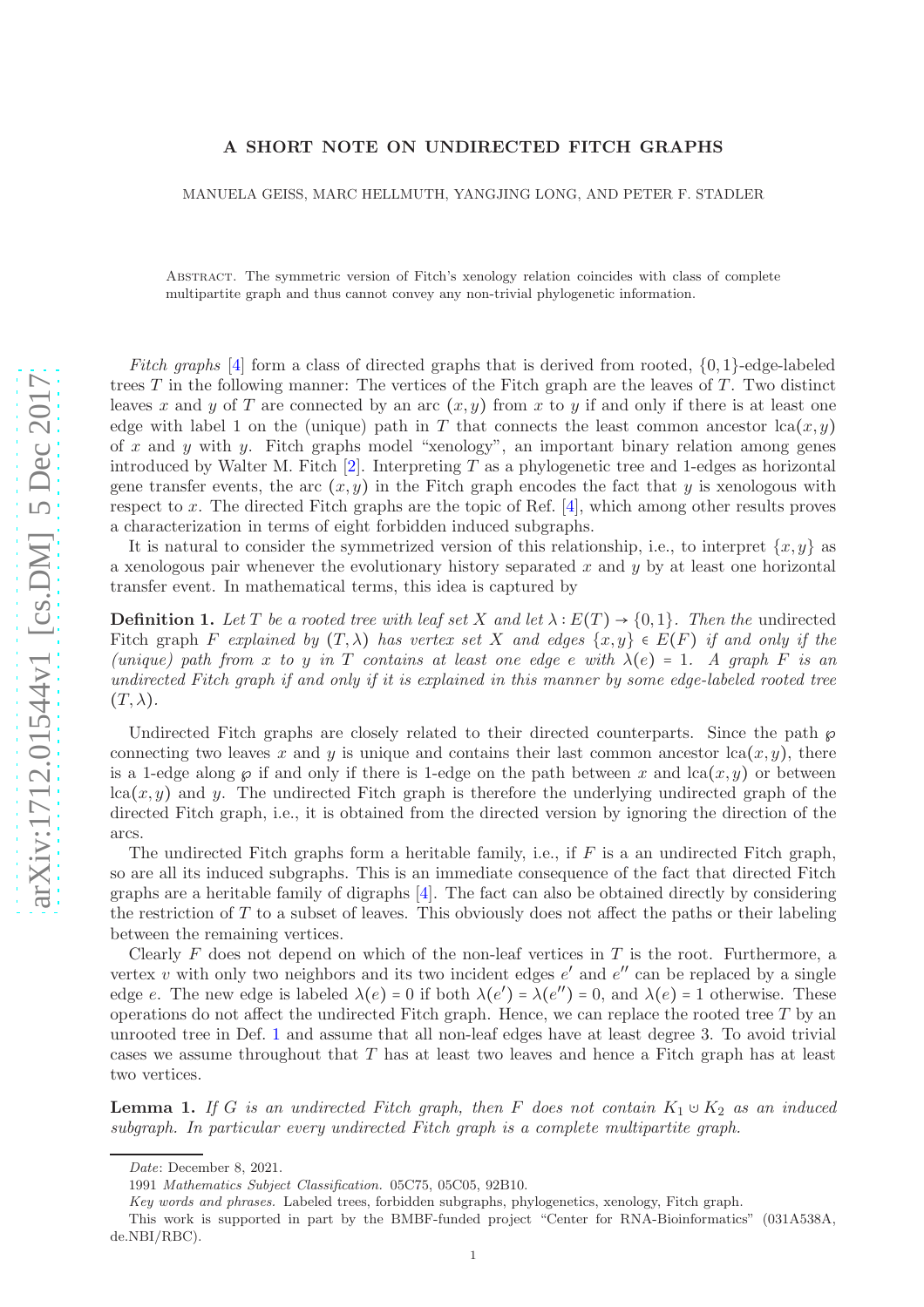# A SHORT NOTE ON UNDIRECTED FITCH GRAPHS

MANUELA GEISS, MARC HELLMUTH, YANGJING LONG, AND PETER F. STADLER

Abstract. The symmetric version of Fitch's xenology relation coincides with class of complete multipartite graph and thus cannot convey any non-trivial phylogenetic information.

*Fitch graphs* [4] form a class of directed graphs that is derived from rooted, $\{0,1\}$-edge-labeled trees $T$ in the following manner: The vertices of the Fitch graph are the leaves of $T$. Two distinct leaves $x$ and $y$ of $T$ are connected by an arc $(x,y)$ from $x$ to $y$ if and only if there is at least one edge with label 1 on the (unique) path in $T$ that connects the least common ancestor $\text{lca}(x,y)$ of $x$ and $y$ with $y$. Fitch graphs model "xenology", an important binary relation among genes introduced by Walter M. Fitch [2]. Interpreting $T$ as a phylogenetic tree and 1-edges as horizontal gene transfer events, the arc $(x,y)$ in the Fitch graph encodes the fact that $y$ is xenologous with respect to $x$. The directed Fitch graphs are the topic of Ref. [4], which among other results proves a characterization in terms of eight forbidden induced subgraphs.

It is natural to consider the symmetrized version of this relationship, i.e., to interpret $\{x,y\}$ as a xenologous pair whenever the evolutionary history separated $x$ and $y$ by at least one horizontal transfer event. In mathematical terms, this idea is captured by

**Definition 1.** *Let $T$ be a rooted tree with leaf set $X$ and let $\lambda : E(T) \to \{0,1\}$. Then the* undirected Fitch graph *$F$ explained by $(T,\lambda)$ has vertex set $X$ and edges $\{x,y\} \in E(F)$ if and only if the (unique) path from $x$ to $y$ in $T$ contains at least one edge $e$ with $\lambda(e) = 1$. A graph $F$ is an undirected Fitch graph if and only if it is explained in this manner by some edge-labeled rooted tree $(T,\lambda)$.*

Undirected Fitch graphs are closely related to their directed counterparts. Since the path $\wp$ connecting two leaves $x$ and $y$ is unique and contains their last common ancestor $\text{lca}(x,y)$, there is a 1-edge along $\wp$ if and only if there is 1-edge on the path between $x$ and $\text{lca}(x,y)$ or between $\text{lca}(x,y)$ and $y$. The undirected Fitch graph is therefore the underlying undirected graph of the directed Fitch graph, i.e., it is obtained from the directed version by ignoring the direction of the arcs.

The undirected Fitch graphs form a heritable family, i.e., if $F$ is a an undirected Fitch graph, so are all its induced subgraphs. This is an immediate consequence of the fact that directed Fitch graphs are a heritable family of digraphs [4]. The fact can also be obtained directly by considering the restriction of $T$ to a subset of leaves. This obviously does not affect the paths or their labeling between the remaining vertices.

Clearly $F$ does not depend on which of the non-leaf vertices in $T$ is the root. Furthermore, a vertex $v$ with only two neighbors and its two incident edges $e'$ and $e''$ can be replaced by a single edge $e$. The new edge is labeled $\lambda(e) = 0$ if both $\lambda(e') = \lambda(e'') = 0$, and $\lambda(e) = 1$ otherwise. These operations do not affect the undirected Fitch graph. Hence, we can replace the rooted tree $T$ by an unrooted tree in Def. 1 and assume that all non-leaf edges have at least degree 3. To avoid trivial cases we assume throughout that $T$ has at least two leaves and hence a Fitch graph has at least two vertices.

**Lemma 1.** *If $G$ is an undirected Fitch graph, then $F$ does not contain $K_1 \cup K_2$ as an induced subgraph. In particular every undirected Fitch graph is a complete multipartite graph.*

---

*Date*: December 8, 2021.

1991 *Mathematics Subject Classification.* 05C75, 05C05, 92B10.

*Key words and phrases.* Labeled trees, forbidden subgraphs, phylogenetics, xenology, Fitch graph.

This work is supported in part by the BMBF-funded project "Center for RNA-Bioinformatics" (031A538A, de.NBI/RBC).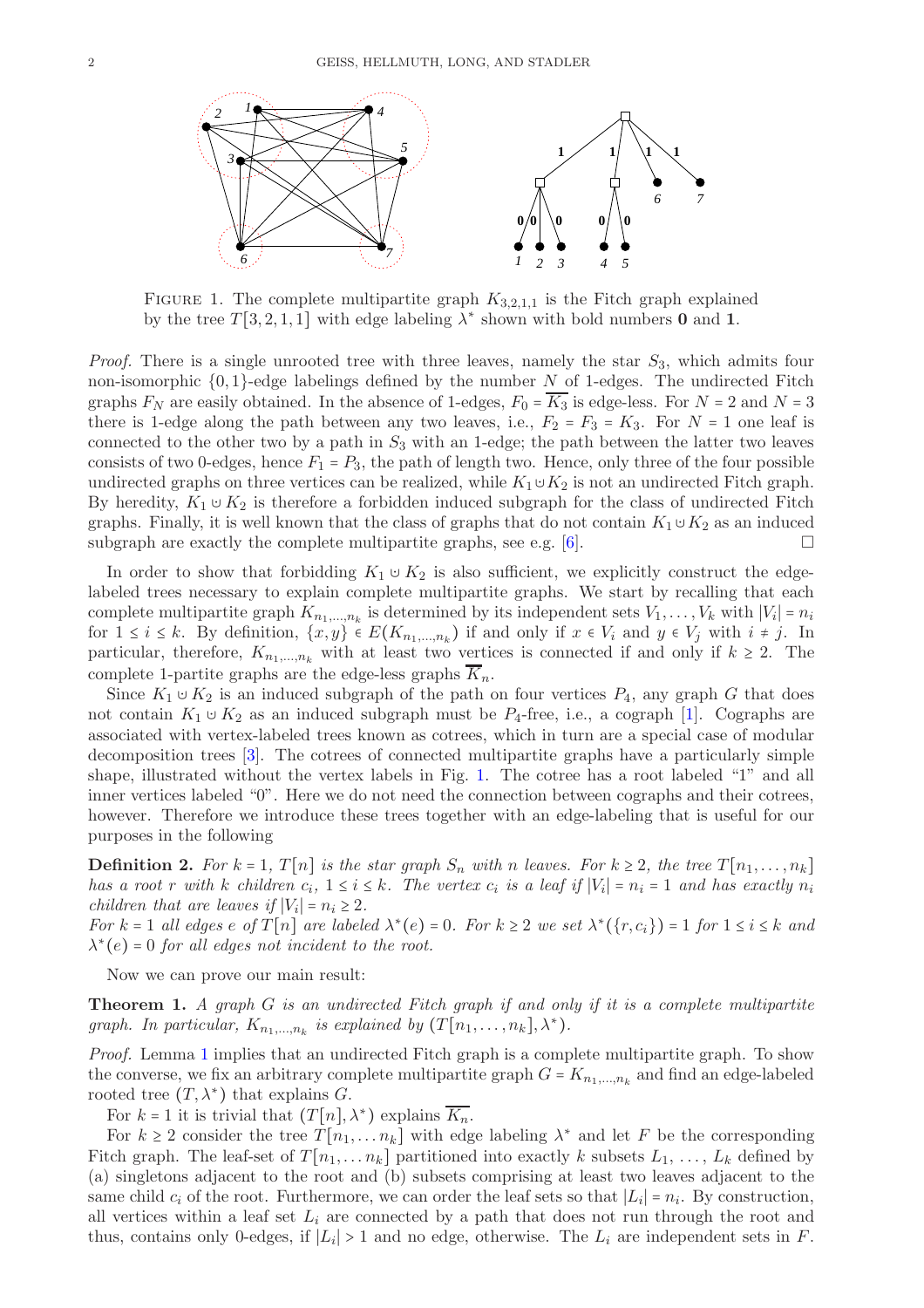FIGURE 1. The complete multipartite graph $K_{3,2,1,1}$ is the Fitch graph explained by the tree $T[3,2,1,1]$ with edge labeling $\lambda^*$ shown with bold numbers **0** and **1**.

*Proof.* There is a single unrooted tree with three leaves, namely the star $S_3$, which admits four non-isomorphic $\{0,1\}$-edge labelings defined by the number $N$ of 1-edges. The undirected Fitch graphs $F_N$ are easily obtained. In the absence of 1-edges, $F_0 = \overline{K_3}$ is edge-less. For $N = 2$ and $N = 3$ there is 1-edge along the path between any two leaves, i.e., $F_2 = F_3 = K_3$. For $N = 1$ one leaf is connected to the other two by a path in $S_3$ with an 1-edge; the path between the latter two leaves consists of two 0-edges, hence $F_1 = P_3$, the path of length two. Hence, only three of the four possible undirected graphs on three vertices can be realized, while $K_1 \cup K_2$ is not an undirected Fitch graph. By heredity, $K_1 \cup K_2$ is therefore a forbidden induced subgraph for the class of undirected Fitch graphs. Finally, it is well known that the class of graphs that do not contain $K_1 \cup K_2$ as an induced subgraph are exactly the complete multipartite graphs, see e.g. [6]. □

In order to show that forbidding $K_1 \cup K_2$ is also sufficient, we explicitly construct the edge-labeled trees necessary to explain complete multipartite graphs. We start by recalling that each complete multipartite graph $K_{n_1,\dots,n_k}$ is determined by its independent sets $V_1, \dots, V_k$ with $|V_i| = n_i$ for $1 \le i \le k$. By definition, $\{x,y\} \in E(K_{n_1,\dots,n_k})$ if and only if $x \in V_i$ and $y \in V_j$ with $i \ne j$. In particular, therefore, $K_{n_1,\dots,n_k}$ with at least two vertices is connected if and only if $k \ge 2$. The complete 1-partite graphs are the edge-less graphs $\overline{K}_n$.

Since $K_1 \cup K_2$ is an induced subgraph of the path on four vertices $P_4$, any graph $G$ that does not contain $K_1 \cup K_2$ as an induced subgraph must be $P_4$-free, i.e., a cograph [1]. Cographs are associated with vertex-labeled trees known as cotrees, which in turn are a special case of modular decomposition trees [3]. The cotrees of connected multipartite graphs have a particularly simple shape, illustrated without the vertex labels in Fig. 1. The cotree has a root labeled "1" and all inner vertices labeled "0". Here we do not need the connection between cographs and their cotrees, however. Therefore we introduce these trees together with an edge-labeling that is useful for our purposes in the following

**Definition 2.** *For $k = 1$, $T[n]$ is the star graph $S_n$ with $n$ leaves. For $k \ge 2$, the tree $T[n_1,\dots,n_k]$ has a root $r$ with $k$ children $c_i$, $1 \le i \le k$. The vertex $c_i$ is a leaf if $|V_i| = n_i = 1$ and has exactly $n_i$ children that are leaves if $|V_i| = n_i \ge 2$.*
*For $k = 1$ all edges $e$ of $T[n]$ are labeled $\lambda^*(e) = 0$. For $k \ge 2$ we set $\lambda^*(\{r,c_i\}) = 1$ for $1 \le i \le k$ and $\lambda^*(e) = 0$ for all edges not incident to the root.*

Now we can prove our main result:

**Theorem 1.** *A graph $G$ is an undirected Fitch graph if and only if it is a complete multipartite graph. In particular, $K_{n_1,\dots,n_k}$ is explained by $(T[n_1,\dots,n_k],\lambda^*)$.*

*Proof.* Lemma 1 implies that an undirected Fitch graph is a complete multipartite graph. To show the converse, we fix an arbitrary complete multipartite graph $G = K_{n_1,\dots,n_k}$ and find an edge-labeled rooted tree $(T,\lambda^*)$ that explains $G$.

For $k = 1$ it is trivial that $(T[n],\lambda^*)$ explains $\overline{K_n}$.

For $k \ge 2$ consider the tree $T[n_1,\dots n_k]$ with edge labeling $\lambda^*$ and let $F$ be the corresponding Fitch graph. The leaf-set of $T[n_1,\dots n_k]$ partitioned into exactly $k$ subsets $L_1, \dots, L_k$ defined by (a) singletons adjacent to the root and (b) subsets comprising at least two leaves adjacent to the same child $c_i$ of the root. Furthermore, we can order the leaf sets so that $|L_i| = n_i$. By construction, all vertices within a leaf set $L_i$ are connected by a path that does not run through the root and thus, contains only 0-edges, if $|L_i| > 1$ and no edge, otherwise. The $L_i$ are independent sets in $F$.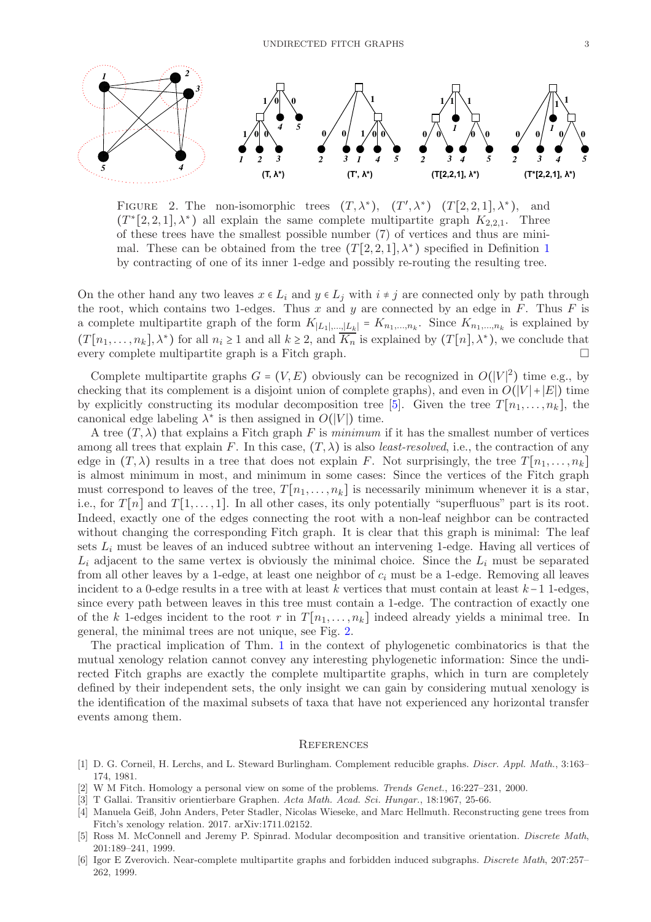FIGURE 2. The non-isomorphic trees $(T, \lambda^*)$, $(T', \lambda^*)$ $(T[2,2,1], \lambda^*)$, and $(T^*[2,2,1], \lambda^*)$ all explain the same complete multipartite graph $K_{2,2,1}$. Three of these trees have the smallest possible number (7) of vertices and thus are minimal. These can be obtained from the tree $(T[2,2,1], \lambda^*)$ specified in Definition 1 by contracting of one of its inner 1-edge and possibly re-routing the resulting tree.

On the other hand any two leaves $x \in L_i$ and $y \in L_j$ with $i \neq j$ are connected only by path through the root, which contains two 1-edges. Thus $x$ and $y$ are connected by an edge in $F$. Thus $F$ is a complete multipartite graph of the form $K_{|L_1|,\dots,|L_k|} = K_{n_1,\dots,n_k}$. Since $K_{n_1,\dots,n_k}$ is explained by $(T[n_1, \dots, n_k], \lambda^*)$ for all $n_i \geq 1$ and all $k \geq 2$, and $\overline{K_n}$ is explained by $(T[n], \lambda^*)$, we conclude that every complete multipartite graph is a Fitch graph. □

Complete multipartite graphs $G = (V, E)$ obviously can be recognized in $O(|V|^2)$ time e.g., by checking that its complement is a disjoint union of complete graphs), and even in $O(|V| + |E|)$ time by explicitly constructing its modular decomposition tree [5]. Given the tree $T[n_1, \dots, n_k]$, the canonical edge labeling $\lambda^*$ is then assigned in $O(|V|)$ time.

A tree $(T, \lambda)$ that explains a Fitch graph $F$ is *minimum* if it has the smallest number of vertices among all trees that explain $F$. In this case, $(T, \lambda)$ is also *least-resolved*, i.e., the contraction of any edge in $(T, \lambda)$ results in a tree that does not explain $F$. Not surprisingly, the tree $T[n_1, \dots, n_k]$ is almost minimum in most, and minimum in some cases: Since the vertices of the Fitch graph must correspond to leaves of the tree, $T[n_1, \dots, n_k]$ is necessarily minimum whenever it is a star, i.e., for $T[n]$ and $T[1, \dots, 1]$. In all other cases, its only potentially "superfluous" part is its root. Indeed, exactly one of the edges connecting the root with a non-leaf neighbor can be contracted without changing the corresponding Fitch graph. It is clear that this graph is minimal: The leaf sets $L_i$ must be leaves of an induced subtree without an intervening 1-edge. Having all vertices of $L_i$ adjacent to the same vertex is obviously the minimal choice. Since the $L_i$ must be separated from all other leaves by a 1-edge, at least one neighbor of $c_i$ must be a 1-edge. Removing all leaves incident to a 0-edge results in a tree with at least $k$ vertices that must contain at least $k-1$ 1-edges, since every path between leaves in this tree must contain a 1-edge. The contraction of exactly one of the $k$ 1-edges incident to the root $r$ in $T[n_1, \dots, n_k]$ indeed already yields a minimal tree. In general, the minimal trees are not unique, see Fig. 2.

The practical implication of Thm. 1 in the context of phylogenetic combinatorics is that the mutual xenology relation cannot convey any interesting phylogenetic information: Since the undirected Fitch graphs are exactly the complete multipartite graphs, which in turn are completely defined by their independent sets, the only insight we can gain by considering mutual xenology is the identification of the maximal subsets of taxa that have not experienced any horizontal transfer events among them.

## REFERENCES

[1] D. G. Corneil, H. Lerchs, and L. Steward Burlingham. Complement reducible graphs. *Discr. Appl. Math.*, 3:163–174, 1981.

[2] W M Fitch. Homology a personal view on some of the problems. *Trends Genet.*, 16:227–231, 2000.

[3] T Gallai. Transitiv orientierbare Graphen. *Acta Math. Acad. Sci. Hungar.*, 18:1967, 25-66.

[4] Manuela Geiß, John Anders, Peter Stadler, Nicolas Wieseke, and Marc Hellmuth. Reconstructing gene trees from Fitch's xenology relation. 2017. arXiv:1711.02152.

[5] Ross M. McConnell and Jeremy P. Spinrad. Modular decomposition and transitive orientation. *Discrete Math*, 201:189–241, 1999.

[6] Igor E Zverovich. Near-complete multipartite graphs and forbidden induced subgraphs. *Discrete Math*, 207:257–262, 1999.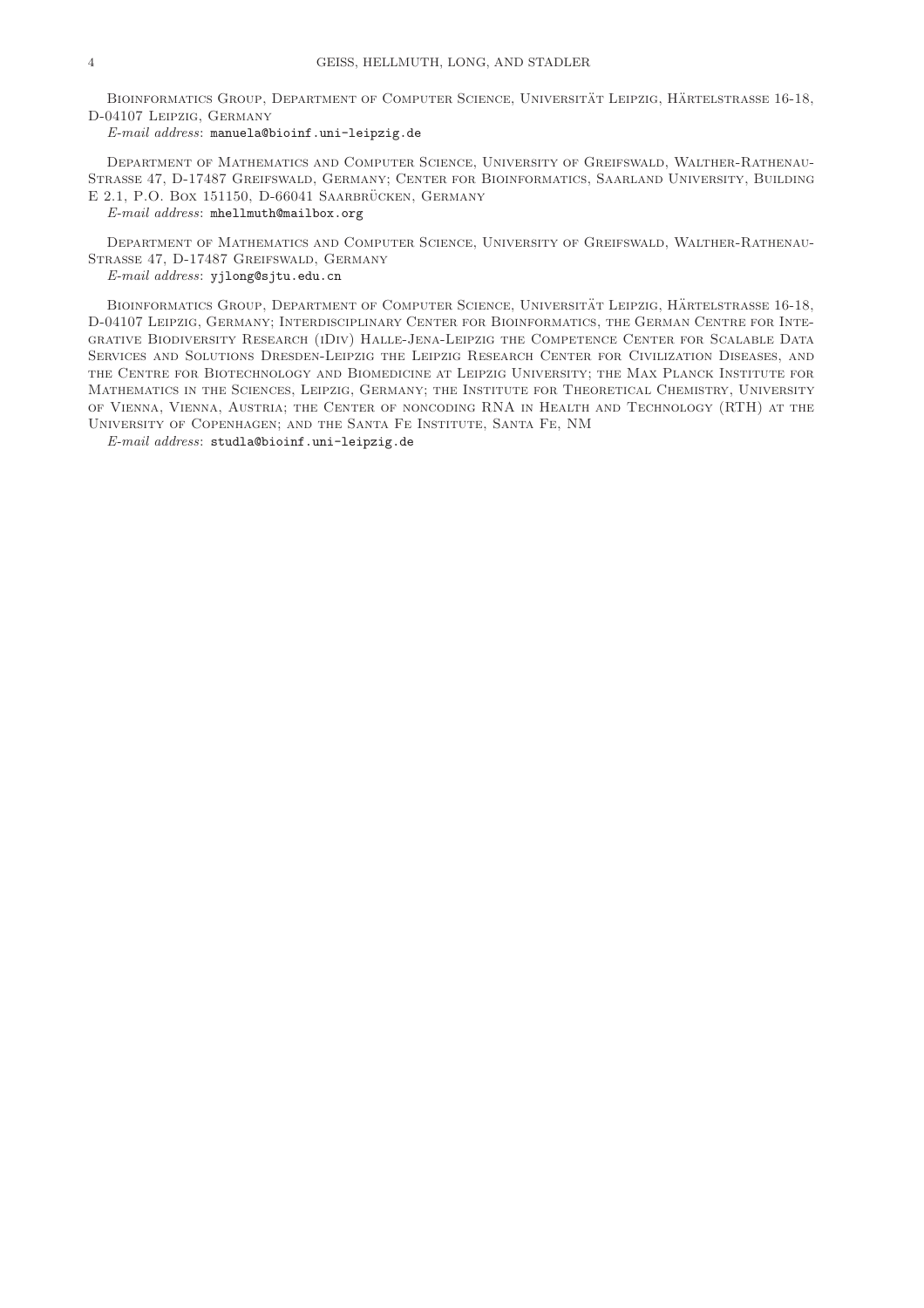Bioinformatics Group, Department of Computer Science, Universität Leipzig, Härtelstrasse 16-18, D-04107 Leipzig, Germany

*E-mail address*: manuela@bioinf.uni-leipzig.de

Department of Mathematics and Computer Science, University of Greifswald, Walther-Rathenau-Strasse 47, D-17487 Greifswald, Germany; Center for Bioinformatics, Saarland University, Building E 2.1, P.O. Box 151150, D-66041 Saarbrücken, Germany

*E-mail address*: mhellmuth@mailbox.org

Department of Mathematics and Computer Science, University of Greifswald, Walther-Rathenau-Strasse 47, D-17487 Greifswald, Germany

*E-mail address*: yjlong@sjtu.edu.cn

Bioinformatics Group, Department of Computer Science, Universität Leipzig, Härtelstrasse 16-18, D-04107 Leipzig, Germany; Interdisciplinary Center for Bioinformatics, the German Centre for Integrative Biodiversity Research (iDiv) Halle-Jena-Leipzig the Competence Center for Scalable Data Services and Solutions Dresden-Leipzig the Leipzig Research Center for Civilization Diseases, and the Centre for Biotechnology and Biomedicine at Leipzig University; the Max Planck Institute for Mathematics in the Sciences, Leipzig, Germany; the Institute for Theoretical Chemistry, University of Vienna, Vienna, Austria; the Center of noncoding RNA in Health and Technology (RTH) at the University of Copenhagen; and the Santa Fe Institute, Santa Fe, NM

*E-mail address*: studla@bioinf.uni-leipzig.de